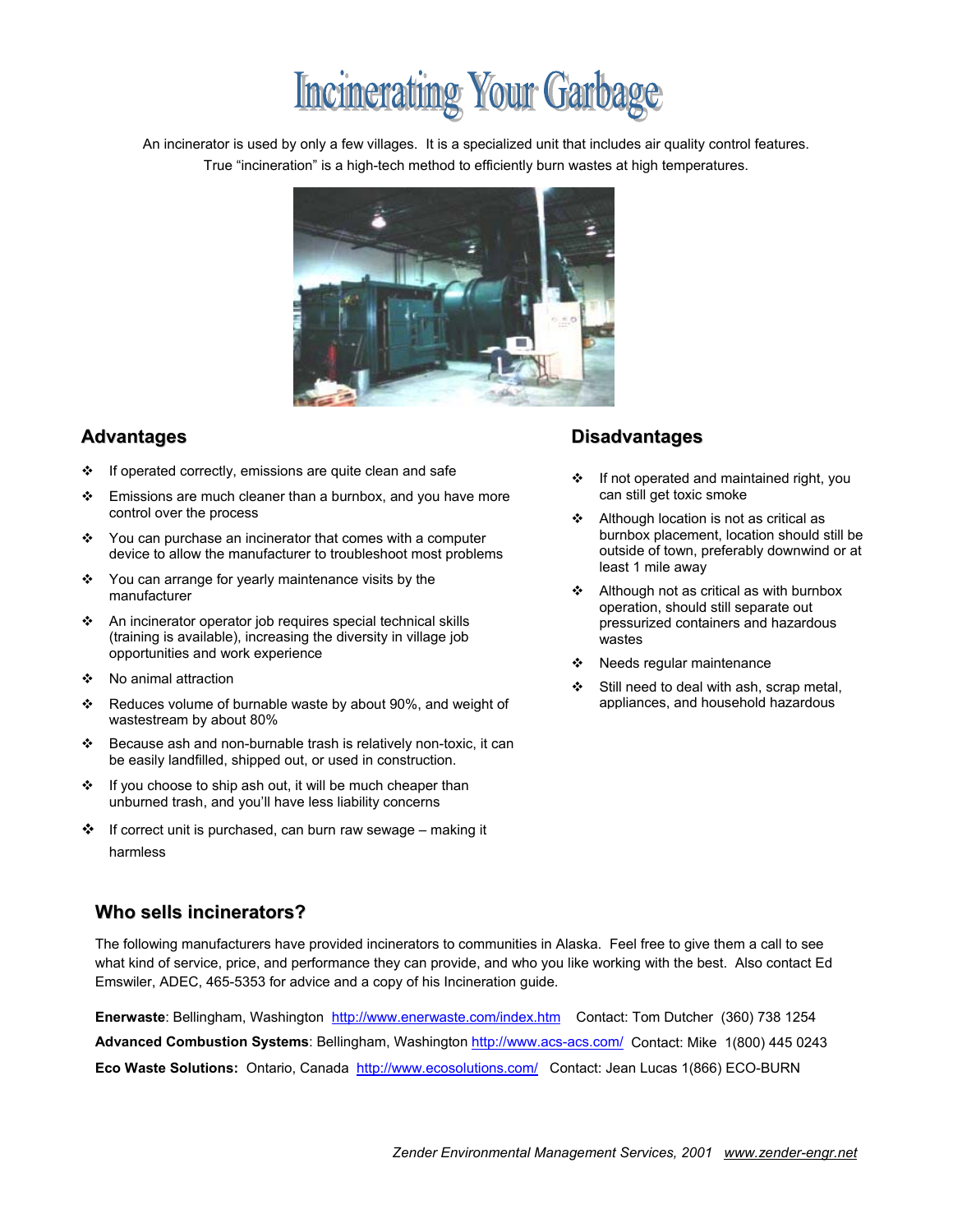# Incinerating Your Garbage

An incinerator is used by only a few villages. It is a specialized unit that includes air quality control features. True "incineration" is a high-tech method to efficiently burn wastes at high temperatures.

## Advantages

- If operated correctly, emissions are quite clean and safe
- Emissions are much cleaner than a burnbox, and you have more control over the process
- You can purchase an incinerator that comes with a computer device to allow the manufacturer to troubleshoot most problems
- You can arrange for yearly maintenance visits by the manufacturer
- An incinerator operator job requires special technical skills (training is available), increasing the diversity in village job opportunities and work experience
- No animal attraction
- Reduces volume of burnable waste by about 90%, and weight of wastestream by about 80%
- Because ash and non-burnable trash is relatively non-toxic, it can be easily landfilled, shipped out, or used in construction.
- If you choose to ship ash out, it will be much cheaper than unburned trash, and you'll have less liability concerns
- If correct unit is purchased, can burn raw sewage – making it harmless

## Disadvantages

- If not operated and maintained right, you can still get toxic smoke
- Although location is not as critical as burnbox placement, location should still be outside of town, preferably downwind or at least 1 mile away
- Although not as critical as with burnbox operation, should still separate out pressurized containers and hazardous wastes
- Needs regular maintenance
- Still need to deal with ash, scrap metal, appliances, and household hazardous

## Who sells incinerators?

The following manufacturers have provided incinerators to communities in Alaska. Feel free to give them a call to see what kind of service, price, and performance they can provide, and who you like working with the best. Also contact Ed Emswiler, ADEC, 465-5353 for advice and a copy of his Incineration guide.

**Enerwaste**: Bellingham, Washington http://www.enerwaste.com/index.htm Contact: Tom Dutcher (360) 738 1254

**Advanced Combustion Systems**: Bellingham, Washington http://www.acs-acs.com/ Contact: Mike 1(800) 445 0243

**Eco Waste Solutions:** Ontario, Canada http://www.ecosolutions.com/ Contact: Jean Lucas 1(866) ECO-BURN

*Zender Environmental Management Services, 2001 www.zender-engr.net*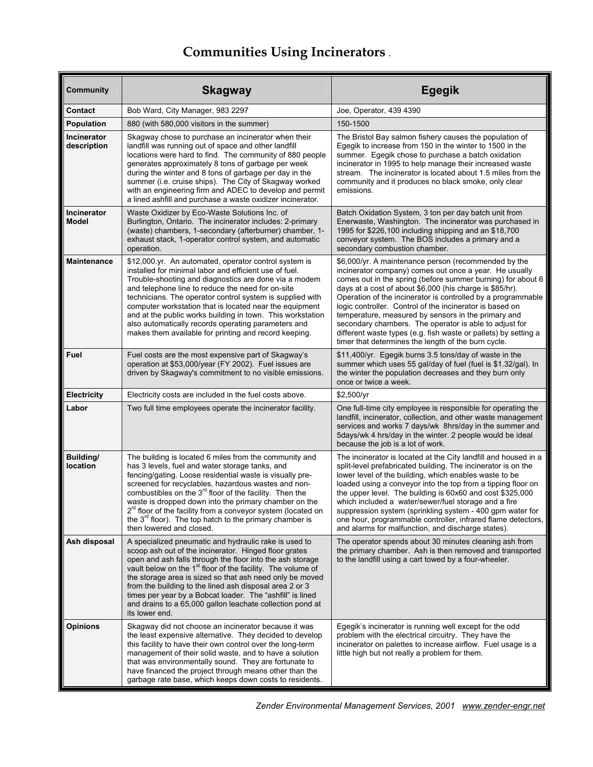# Communities Using Incinerators

| Community | Skagway | Egegik |
|---|---|---|
| Contact | Bob Ward, City Manager, 983 2297 | Joe, Operator, 439 4390 |
| Population | 880 (with 580,000 visitors in the summer) | 150-1500 |
| Incinerator description | Skagway chose to purchase an incinerator when their landfill was running out of space and other landfill locations were hard to find. The community of 880 people generates approximately 8 tons of garbage per week during the winter and 8 tons of garbage per day in the summer (i.e. cruise ships). The City of Skagway worked with an engineering firm and ADEC to develop and permit a lined ashfill and purchase a waste oxidizer incinerator. | The Bristol Bay salmon fishery causes the population of Egegik to increase from 150 in the winter to 1500 in the summer. Egegik chose to purchase a batch oxidation incinerator in 1995 to help manage their increased waste stream. The incinerator is located about 1.5 miles from the community and it produces no black smoke, only clear emissions. |
| Incinerator Model | Waste Oxidizer by Eco-Waste Solutions Inc. of Burlington, Ontario. The incinerator includes: 2-primary (waste) chambers, 1-secondary (afterburner) chamber, 1-exhaust stack, 1-operator control system, and automatic operation. | Batch Oxidation System, 3 ton per day batch unit from Enerwaste, Washington. The incinerator was purchased in 1995 for $226,100 including shipping and an $18,700 conveyor system. The BOS includes a primary and a secondary combustion chamber. |
| Maintenance | $12,000.yr. An automated, operator control system is installed for minimal labor and efficient use of fuel. Trouble-shooting and diagnostics are done via a modem and telephone line to reduce the need for on-site technicians. The operator control system is supplied with computer workstation that is located near the equipment and at the public works building in town. This workstation also automatically records operating parameters and makes them available for printing and record keeping. | $6,000/yr. A maintenance person (recommended by the incinerator company) comes out once a year. He usually comes out in the spring (before summer burning) for about 6 days at a cost of about $6,000 (his charge is $85/hr). Operation of the incinerator is controlled by a programmable logic controller. Control of the incinerator is based on temperature, measured by sensors in the primary and secondary chambers. The operator is able to adjust for different waste types (e.g. fish waste or pallets) by setting a timer that determines the length of the burn cycle. |
| Fuel | Fuel costs are the most expensive part of Skagway's operation at $53,000/year (FY 2002). Fuel issues are driven by Skagway's commitment to no visible emissions. | $11,400/yr. Egegik burns 3.5 tons/day of waste in the summer which uses 55 gal/day of fuel (fuel is $1.32/gal). In the winter the population decreases and they burn only once or twice a week. |
| Electricity | Electricity costs are included in the fuel costs above. | $2,500/yr |
| Labor | Two full time employees operate the incinerator facility. | One full-time city employee is responsible for operating the landfill, incinerator, collection, and other waste management services and works 7 days/wk 8hrs/day in the summer and 5days/wk 4 hrs/day in the winter. 2 people would be ideal because the job is a lot of work. |
| Building/ location | The building is located 6 miles from the community and has 3 levels, fuel and water storage tanks, and fencing/gating. Loose residential waste is visually pre-screened for recyclables, hazardous wastes and non-combustibles on the 3rd floor of the facility. Then the waste is dropped down into the primary chamber on the 2rd floor of the facility from a conveyor system (located on the 3rd floor). The top hatch to the primary chamber is then lowered and closed. | The incinerator is located at the City landfill and housed in a split-level prefabricated building. The incinerator is on the lower level of the building, which enables waste to be loaded using a conveyor into the top from a tipping floor on the upper level. The building is 60x60 and cost $325,000 which included a water/sewer/fuel storage and a fire suppression system (sprinkling system - 400 gpm water for one hour, programmable controller, infrared flame detectors, and alarms for malfunction, and discharge states). |
| Ash disposal | A specialized pneumatic and hydraulic rake is used to scoop ash out of the incinerator. Hinged floor grates open and ash falls through the floor into the ash storage vault below on the 1st floor of the facility. The volume of the storage area is sized so that ash need only be moved from the building to the lined ash disposal area 2 or 3 times per year by a Bobcat loader. The "ashfill" is lined and drains to a 65,000 gallon leachate collection pond at its lower end. | The operator spends about 30 minutes cleaning ash from the primary chamber. Ash is then removed and transported to the landfill using a cart towed by a four-wheeler. |
| Opinions | Skagway did not choose an incinerator because it was the least expensive alternative. They decided to develop this facility to have their own control over the long-term management of their solid waste, and to have a solution that was environmentally sound. They are fortunate to have financed the project through means other than the garbage rate base, which keeps down costs to residents. | Egegik's incinerator is running well except for the odd problem with the electrical circuitry. They have the incinerator on palettes to increase airflow. Fuel usage is a little high but not really a problem for them. |

*Zender Environmental Management Services, 2001 www.zender-engr.net*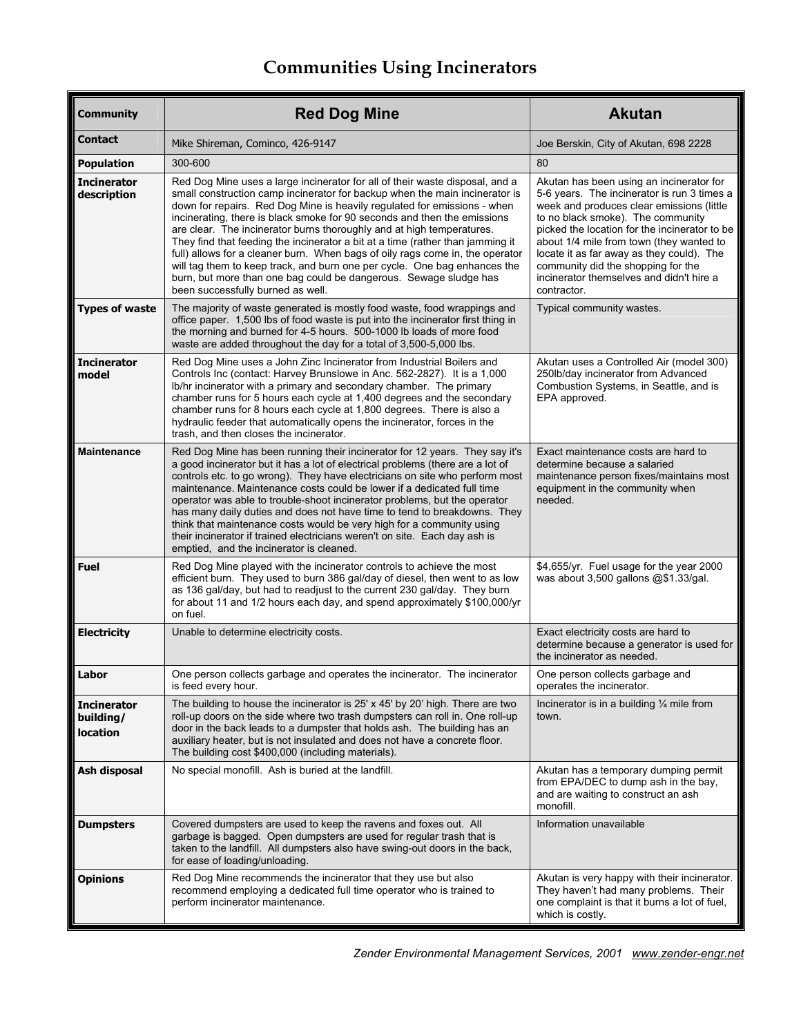# Communities Using Incinerators

| Community | Red Dog Mine | Akutan |
|---|---|---|
| **Contact** | Mike Shireman, Cominco, 426-9147 | Joe Berskin, City of Akutan, 698 2228 |
| **Population** | 300-600 | 80 |
| **Incinerator description** | Red Dog Mine uses a large incinerator for all of their waste disposal, and a small construction camp incinerator for backup when the main incinerator is down for repairs. Red Dog Mine is heavily regulated for emissions - when incinerating, there is black smoke for 90 seconds and then the emissions are clear. The incinerator burns thoroughly and at high temperatures. They find that feeding the incinerator a bit at a time (rather than jamming it full) allows for a cleaner burn. When bags of oily rags come in, the operator will tag them to keep track, and burn one per cycle. One bag enhances the burn, but more than one bag could be dangerous. Sewage sludge has been successfully burned as well. | Akutan has been using an incinerator for 5-6 years. The incinerator is run 3 times a week and produces clear emissions (little to no black smoke). The community picked the location for the incinerator to be about 1/4 mile from town (they wanted to locate it as far away as they could). The community did the shopping for the incinerator themselves and didn't hire a contractor. |
| **Types of waste** | The majority of waste generated is mostly food waste, food wrappings and office paper. 1,500 lbs of food waste is put into the incinerator first thing in the morning and burned for 4-5 hours. 500-1000 lb loads of more food waste are added throughout the day for a total of 3,500-5,000 lbs. | Typical community wastes. |
| **Incinerator model** | Red Dog Mine uses a John Zinc Incinerator from Industrial Boilers and Controls Inc (contact: Harvey Brunslowe in Anc. 562-2827). It is a 1,000 lb/hr incinerator with a primary and secondary chamber. The primary chamber runs for 5 hours each cycle at 1,400 degrees and the secondary chamber runs for 8 hours each cycle at 1,800 degrees. There is also a hydraulic feeder that automatically opens the incinerator, forces in the trash, and then closes the incinerator. | Akutan uses a Controlled Air (model 300) 250lb/day incinerator from Advanced Combustion Systems, in Seattle, and is EPA approved. |
| **Maintenance** | Red Dog Mine has been running their incinerator for 12 years. They say it's a good incinerator but it has a lot of electrical problems (there are a lot of controls etc. to go wrong). They have electricians on site who perform most maintenance. Maintenance costs could be lower if a dedicated full time operator was able to trouble-shoot incinerator problems, but the operator has many daily duties and does not have time to tend to breakdowns. They think that maintenance costs would be very high for a community using their incinerator if trained electricians weren't on site. Each day ash is emptied, and the incinerator is cleaned. | Exact maintenance costs are hard to determine because a salaried maintenance person fixes/maintains most equipment in the community when needed. |
| **Fuel** | Red Dog Mine played with the incinerator controls to achieve the most efficient burn. They used to burn 386 gal/day of diesel, then went to as low as 136 gal/day, but had to readjust to the current 230 gal/day. They burn for about 11 and 1/2 hours each day, and spend approximately $100,000/yr on fuel. | $4,655/yr. Fuel usage for the year 2000 was about 3,500 gallons @$1.33/gal. |
| **Electricity** | Unable to determine electricity costs. | Exact electricity costs are hard to determine because a generator is used for the incinerator as needed. |
| **Labor** | One person collects garbage and operates the incinerator. The incinerator is feed every hour. | One person collects garbage and operates the incinerator. |
| **Incinerator building/ location** | The building to house the incinerator is 25' x 45' by 20' high. There are two roll-up doors on the side where two trash dumpsters can roll in. One roll-up door in the back leads to a dumpster that holds ash. The building has an auxiliary heater, but is not insulated and does not have a concrete floor. The building cost $400,000 (including materials). | Incinerator is in a building ¼ mile from town. |
| **Ash disposal** | No special monofill. Ash is buried at the landfill. | Akutan has a temporary dumping permit from EPA/DEC to dump ash in the bay, and are waiting to construct an ash monofill. |
| **Dumpsters** | Covered dumpsters are used to keep the ravens and foxes out. All garbage is bagged. Open dumpsters are used for regular trash that is taken to the landfill. All dumpsters also have swing-out doors in the back, for ease of loading/unloading. | Information unavailable |
| **Opinions** | Red Dog Mine recommends the incinerator that they use but also recommend employing a dedicated full time operator who is trained to perform incinerator maintenance. | Akutan is very happy with their incinerator. They haven't had many problems. Their one complaint is that it burns a lot of fuel, which is costly. |

*Zender Environmental Management Services, 2001 www.zender-engr.net*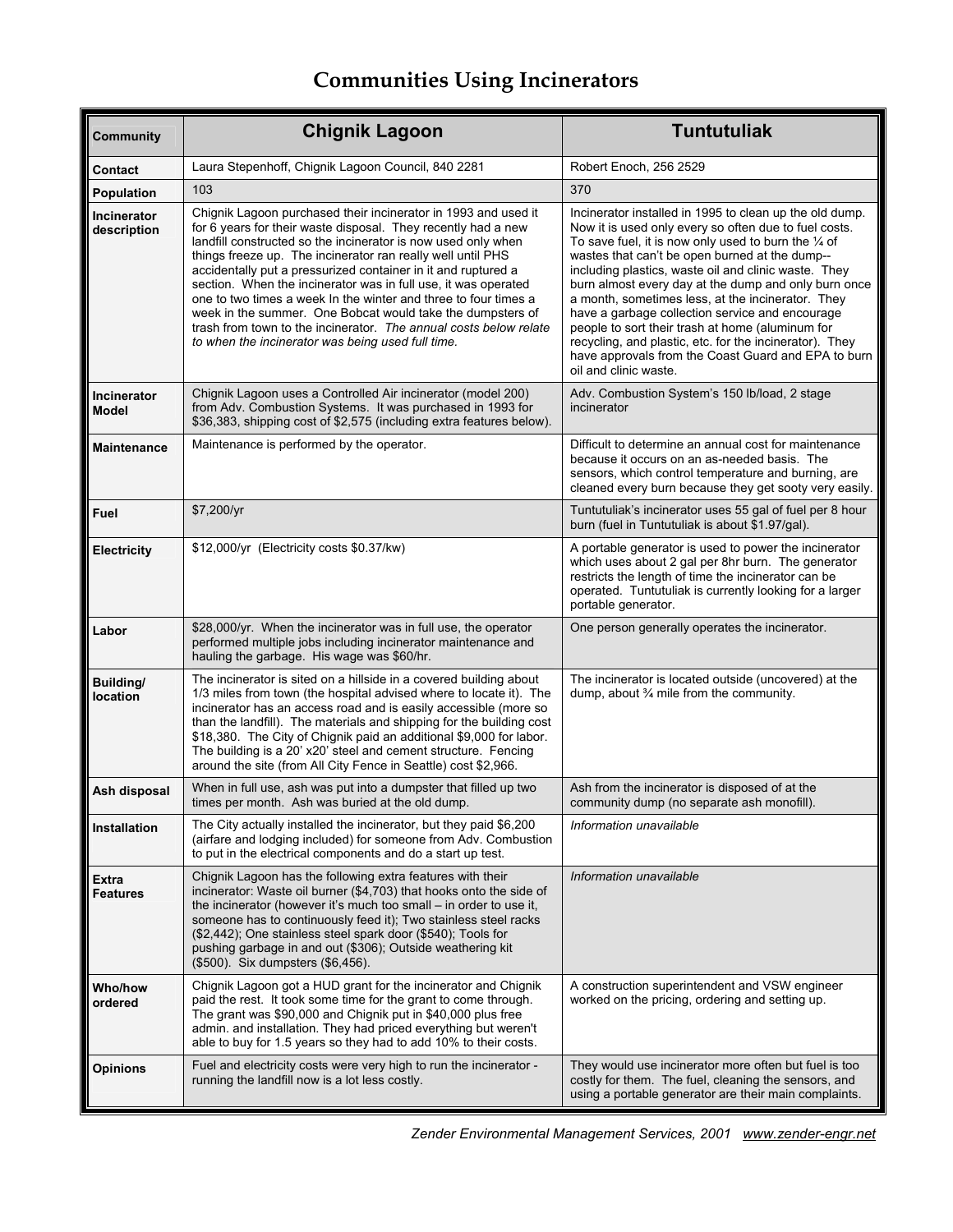# Communities Using Incinerators

| Community | Chignik Lagoon | Tuntutuliak |
|---|---|---|
| **Contact** | Laura Stepenhoff, Chignik Lagoon Council, 840 2281 | Robert Enoch, 256 2529 |
| **Population** | 103 | 370 |
| **Incinerator description** | Chignik Lagoon purchased their incinerator in 1993 and used it for 6 years for their waste disposal. They recently had a new landfill constructed so the incinerator is now used only when things freeze up. The incinerator ran really well until PHS accidentally put a pressurized container in it and ruptured a section. When the incinerator was in full use, it was operated one to two times a week In the winter and three to four times a week in the summer. One Bobcat would take the dumpsters of trash from town to the incinerator. *The annual costs below relate to when the incinerator was being used full time.* | Incinerator installed in 1995 to clean up the old dump. Now it is used only every so often due to fuel costs. To save fuel, it is now only used to burn the ¼ of wastes that can't be open burned at the dump--including plastics, waste oil and clinic waste. They burn almost every day at the dump and only burn once a month, sometimes less, at the incinerator. They have a garbage collection service and encourage people to sort their trash at home (aluminum for recycling, and plastic, etc. for the incinerator). They have approvals from the Coast Guard and EPA to burn oil and clinic waste. |
| **Incinerator Model** | Chignik Lagoon uses a Controlled Air incinerator (model 200) from Adv. Combustion Systems. It was purchased in 1993 for $36,383, shipping cost of $2,575 (including extra features below). | Adv. Combustion System's 150 lb/load, 2 stage incinerator |
| **Maintenance** | Maintenance is performed by the operator. | Difficult to determine an annual cost for maintenance because it occurs on an as-needed basis. The sensors, which control temperature and burning, are cleaned every burn because they get sooty very easily. |
| **Fuel** | $7,200/yr | Tuntutuliak's incinerator uses 55 gal of fuel per 8 hour burn (fuel in Tuntutuliak is about $1.97/gal). |
| **Electricity** | $12,000/yr (Electricity costs $0.37/kw) | A portable generator is used to power the incinerator which uses about 2 gal per 8hr burn. The generator restricts the length of time the incinerator can be operated. Tuntutuliak is currently looking for a larger portable generator. |
| **Labor** | $28,000/yr. When the incinerator was in full use, the operator performed multiple jobs including incinerator maintenance and hauling the garbage. His wage was $60/hr. | One person generally operates the incinerator. |
| **Building/ location** | The incinerator is sited on a hillside in a covered building about 1/3 miles from town (the hospital advised where to locate it). The incinerator has an access road and is easily accessible (more so than the landfill). The materials and shipping for the building cost $18,380. The City of Chignik paid an additional $9,000 for labor. The building is a 20' x20' steel and cement structure. Fencing around the site (from All City Fence in Seattle) cost $2,966. | The incinerator is located outside (uncovered) at the dump, about ¾ mile from the community. |
| **Ash disposal** | When in full use, ash was put into a dumpster that filled up two times per month. Ash was buried at the old dump. | Ash from the incinerator is disposed of at the community dump (no separate ash monofill). |
| **Installation** | The City actually installed the incinerator, but they paid $6,200 (airfare and lodging included) for someone from Adv. Combustion to put in the electrical components and do a start up test. | *Information unavailable* |
| **Extra Features** | Chignik Lagoon has the following extra features with their incinerator: Waste oil burner ($4,703) that hooks onto the side of the incinerator (however it's much too small – in order to use it, someone has to continuously feed it); Two stainless steel racks ($2,442); One stainless steel spark door ($540); Tools for pushing garbage in and out ($306); Outside weathering kit ($500). Six dumpsters ($6,456). | *Information unavailable* |
| **Who/how ordered** | Chignik Lagoon got a HUD grant for the incinerator and Chignik paid the rest. It took some time for the grant to come through. The grant was $90,000 and Chignik put in $40,000 plus free admin. and installation. They had priced everything but weren't able to buy for 1.5 years so they had to add 10% to their costs. | A construction superintendent and VSW engineer worked on the pricing, ordering and setting up. |
| **Opinions** | Fuel and electricity costs were very high to run the incinerator - running the landfill now is a lot less costly. | They would use incinerator more often but fuel is too costly for them. The fuel, cleaning the sensors, and using a portable generator are their main complaints. |

*Zender Environmental Management Services, 2001 www.zender-engr.net*